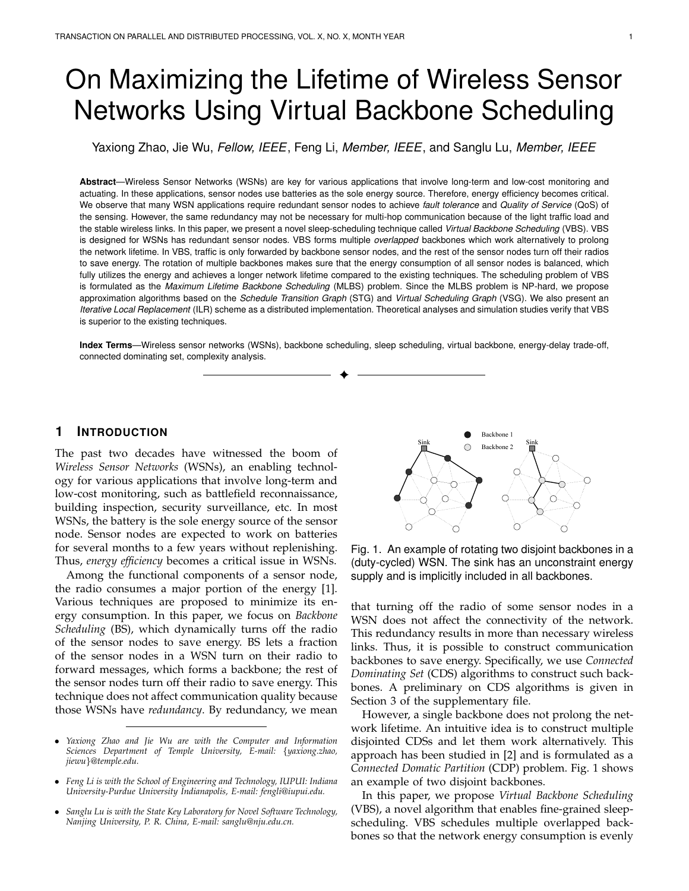# On Maximizing the Lifetime of Wireless Sensor Networks Using Virtual Backbone Scheduling

Yaxiong Zhao, Jie Wu, *Fellow, IEEE*, Feng Li, *Member, IEEE*, and Sanglu Lu, *Member, IEEE*

**Abstract**—Wireless Sensor Networks (WSNs) are key for various applications that involve long-term and low-cost monitoring and actuating. In these applications, sensor nodes use batteries as the sole energy source. Therefore, energy efficiency becomes critical. We observe that many WSN applications require redundant sensor nodes to achieve *fault tolerance* and *Quality of Service* (QoS) of the sensing. However, the same redundancy may not be necessary for multi-hop communication because of the light traffic load and the stable wireless links. In this paper, we present a novel sleep-scheduling technique called *Virtual Backbone Scheduling* (VBS). VBS is designed for WSNs has redundant sensor nodes. VBS forms multiple *overlapped* backbones which work alternatively to prolong the network lifetime. In VBS, traffic is only forwarded by backbone sensor nodes, and the rest of the sensor nodes turn off their radios to save energy. The rotation of multiple backbones makes sure that the energy consumption of all sensor nodes is balanced, which fully utilizes the energy and achieves a longer network lifetime compared to the existing techniques. The scheduling problem of VBS is formulated as the *Maximum Lifetime Backbone Scheduling* (MLBS) problem. Since the MLBS problem is NP-hard, we propose approximation algorithms based on the *Schedule Transition Graph* (STG) and *Virtual Scheduling Graph* (VSG). We also present an *Iterative Local Replacement* (ILR) scheme as a distributed implementation. Theoretical analyses and simulation studies verify that VBS is superior to the existing techniques.

**Index Terms**—Wireless sensor networks (WSNs), backbone scheduling, sleep scheduling, virtual backbone, energy-delay trade-off, connected dominating set, complexity analysis.

## 1 Introduction

The past two decades have witnessed the boom of *Wireless Sensor Networks* (WSNs), an enabling technology for various applications that involve long-term and low-cost monitoring, such as battlefield reconnaissance, building inspection, security surveillance, etc. In most WSNs, the battery is the sole energy source of the sensor node. Sensor nodes are expected to work on batteries for several months to a few years without replenishing. Thus, *energy efficiency* becomes a critical issue in WSNs.

Among the functional components of a sensor node, the radio consumes a major portion of the energy [1]. Various techniques are proposed to minimize its energy consumption. In this paper, we focus on *Backbone Scheduling* (BS), which dynamically turns off the radio of the sensor nodes to save energy. BS lets a fraction of the sensor nodes in a WSN turn on their radio to forward messages, which forms a backbone; the rest of the sensor nodes turn off their radio to save energy. This technique does not affect communication quality because those WSNs have *redundancy*. By redundancy, we mean that turning off the radio of some sensor nodes in a WSN does not affect the connectivity of the network. This redundancy results in more than necessary wireless links. Thus, it is possible to construct communication backbones to save energy. Specifically, we use *Connected Dominating Set* (CDS) algorithms to construct such backbones. A preliminary on CDS algorithms is given in Section 3 of the supplementary file.

Sink
Backbone 1
Backbone 2
Sink

Fig. 1. An example of rotating two disjoint backbones in a (duty-cycled) WSN. The sink has an unconstraint energy supply and is implicitly included in all backbones.

However, a single backbone does not prolong the network lifetime. An intuitive idea is to construct multiple disjointed CDSs and let them work alternatively. This approach has been studied in [2] and is formulated as a *Connected Domatic Partition* (CDP) problem. Fig. 1 shows an example of two disjoint backbones.

In this paper, we propose *Virtual Backbone Scheduling* (VBS), a novel algorithm that enables fine-grained sleep-scheduling. VBS schedules multiple overlapped backbones so that the network energy consumption is evenly

- *Yaxiong Zhao and Jie Wu are with the Computer and Information Sciences Department of Temple University, E-mail: {yaxiong.zhao, jiewu}@temple.edu.*
- *Feng Li is with the School of Engineering and Technology, IUPUI: Indiana University-Purdue University Indianapolis, E-mail: fengli@iupui.edu.*
- *Sanglu Lu is with the State Key Laboratory for Novel Software Technology, Nanjing University, P. R. China, E-mail: sanglu@nju.edu.cn.*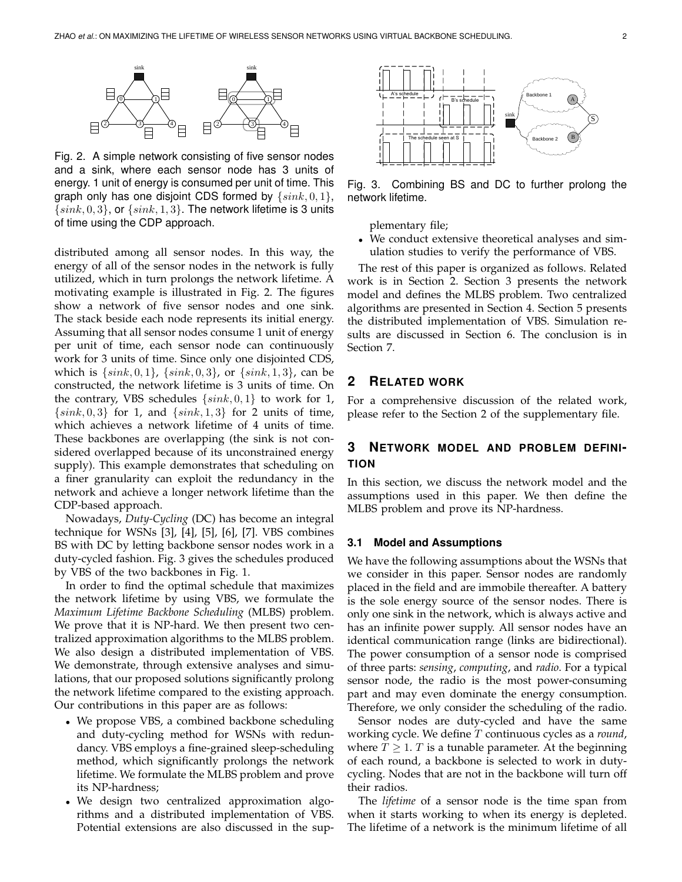Fig. 2. A simple network consisting of five sensor nodes and a sink, where each sensor node has 3 units of energy. 1 unit of energy is consumed per unit of time. This graph only has one disjoint CDS formed by $\{sink, 0, 1\}$, $\{sink, 0, 3\}$, or $\{sink, 1, 3\}$. The network lifetime is 3 units of time using the CDP approach.

distributed among all sensor nodes. In this way, the energy of all of the sensor nodes in the network is fully utilized, which in turn prolongs the network lifetime. A motivating example is illustrated in Fig. 2. The figures show a network of five sensor nodes and one sink. The stack beside each node represents its initial energy. Assuming that all sensor nodes consume 1 unit of energy per unit of time, each sensor node can continuously work for 3 units of time. Since only one disjointed CDS, which is $\{sink, 0, 1\}$, $\{sink, 0, 3\}$, or $\{sink, 1, 3\}$, can be constructed, the network lifetime is 3 units of time. On the contrary, VBS schedules $\{sink, 0, 1\}$ to work for 1, $\{sink, 0, 3\}$ for 1, and $\{sink, 1, 3\}$ for 2 units of time, which achieves a network lifetime of 4 units of time. These backbones are overlapping (the sink is not considered overlapped because of its unconstrained energy supply). This example demonstrates that scheduling on a finer granularity can exploit the redundancy in the network and achieve a longer network lifetime than the CDP-based approach.

Nowadays, *Duty-Cycling* (DC) has become an integral technique for WSNs [3], [4], [5], [6], [7]. VBS combines BS with DC by letting backbone sensor nodes work in a duty-cycled fashion. Fig. 3 gives the schedules produced by VBS of the two backbones in Fig. 1.

In order to find the optimal schedule that maximizes the network lifetime by using VBS, we formulate the *Maximum Lifetime Backbone Scheduling* (MLBS) problem. We prove that it is NP-hard. We then present two centralized approximation algorithms to the MLBS problem. We also design a distributed implementation of VBS. We demonstrate, through extensive analyses and simulations, that our proposed solutions significantly prolong the network lifetime compared to the existing approach. Our contributions in this paper are as follows:

- We propose VBS, a combined backbone scheduling and duty-cycling method for WSNs with redundancy. VBS employs a fine-grained sleep-scheduling method, which significantly prolongs the network lifetime. We formulate the MLBS problem and prove its NP-hardness;
- We design two centralized approximation algorithms and a distributed implementation of VBS. Potential extensions are also discussed in the supplementary file;
- We conduct extensive theoretical analyses and simulation studies to verify the performance of VBS.

Fig. 3. Combining BS and DC to further prolong the network lifetime.

The rest of this paper is organized as follows. Related work is in Section 2. Section 3 presents the network model and defines the MLBS problem. Two centralized algorithms are presented in Section 4. Section 5 presents the distributed implementation of VBS. Simulation results are discussed in Section 6. The conclusion is in Section 7.

## 2 Related Work

For a comprehensive discussion of the related work, please refer to the Section 2 of the supplementary file.

## 3 Network Model and Problem Definition

In this section, we discuss the network model and the assumptions used in this paper. We then define the MLBS problem and prove its NP-hardness.

### 3.1 Model and Assumptions

We have the following assumptions about the WSNs that we consider in this paper. Sensor nodes are randomly placed in the field and are immobile thereafter. A battery is the sole energy source of the sensor nodes. There is only one sink in the network, which is always active and has an infinite power supply. All sensor nodes have an identical communication range (links are bidirectional). The power consumption of a sensor node is comprised of three parts: *sensing*, *computing*, and *radio*. For a typical sensor node, the radio is the most power-consuming part and may even dominate the energy consumption. Therefore, we only consider the scheduling of the radio.

Sensor nodes are duty-cycled and have the same working cycle. We define $T$ continuous cycles as a *round*, where $T \geq 1$. $T$ is a tunable parameter. At the beginning of each round, a backbone is selected to work in duty-cycling. Nodes that are not in the backbone will turn off their radios.

The *lifetime* of a sensor node is the time span from when it starts working to when its energy is depleted. The lifetime of a network is the minimum lifetime of all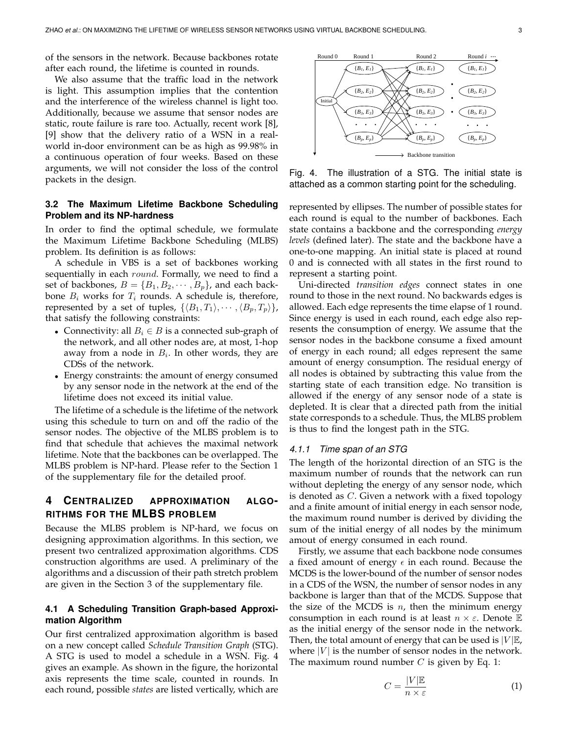of the sensors in the network. Because backbones rotate after each round, the lifetime is counted in rounds.

We also assume that the traffic load in the network is light. This assumption implies that the contention and the interference of the wireless channel is light too. Additionally, because we assume that sensor nodes are static, route failure is rare too. Actually, recent work [8], [9] show that the delivery ratio of a WSN in a real-world in-door environment can be as high as 99.98% in a continuous operation of four weeks. Based on these arguments, we will not consider the loss of the control packets in the design.

### 3.2 The Maximum Lifetime Backbone Scheduling Problem and its NP-hardness

In order to find the optimal schedule, we formulate the Maximum Lifetime Backbone Scheduling (MLBS) problem. Its definition is as follows:

A schedule in VBS is a set of backbones working sequentially in each *round*. Formally, we need to find a set of backbones, $B = \{B_1, B_2, \cdots, B_p\}$, and each backbone $B_i$ works for $T_i$ rounds. A schedule is, therefore, represented by a set of tuples, $\{\langle B_1, T_1\rangle, \cdots, \langle B_p, T_p\rangle\}$, that satisfy the following constraints:

- Connectivity: all $B_i \in B$ is a connected sub-graph of the network, and all other nodes are, at most, 1-hop away from a node in $B_i$. In other words, they are CDSs of the network.
- Energy constraints: the amount of energy consumed by any sensor node in the network at the end of the lifetime does not exceed its initial value.

The lifetime of a schedule is the lifetime of the network using this schedule to turn on and off the radio of the sensor nodes. The objective of the MLBS problem is to find that schedule that achieves the maximal network lifetime. Note that the backbones can be overlapped. The MLBS problem is NP-hard. Please refer to the Section 1 of the supplementary file for the detailed proof.

## 4 Centralized approximation algorithms for the MLBS problem

Because the MLBS problem is NP-hard, we focus on designing approximation algorithms. In this section, we present two centralized approximation algorithms. CDS construction algorithms are used. A preliminary of the algorithms and a discussion of their path stretch problem are given in the Section 3 of the supplementary file.

### 4.1 A Scheduling Transition Graph-based Approximation Algorithm

Our first centralized approximation algorithm is based on a new concept called *Schedule Transition Graph* (STG). A STG is used to model a schedule in a WSN. Fig. 4 gives an example. As shown in the figure, the horizontal axis represents the time scale, counted in rounds. In each round, possible *states* are listed vertically, which are represented by ellipses. The number of possible states for each round is equal to the number of backbones. Each state contains a backbone and the corresponding *energy levels* (defined later). The state and the backbone have a one-to-one mapping. An initial state is placed at round 0 and is connected with all states in the first round to represent a starting point.

Fig. 4. The illustration of a STG. The initial state is attached as a common starting point for the scheduling.

Uni-directed *transition edges* connect states in one round to those in the next round. No backwards edges is allowed. Each edge represents the time elapse of 1 round. Since energy is used in each round, each edge also represents the consumption of energy. We assume that the sensor nodes in the backbone consume a fixed amount of energy in each round; all edges represent the same amount of energy consumption. The residual energy of all nodes is obtained by subtracting this value from the starting state of each transition edge. No transition is allowed if the energy of any sensor node of a state is depleted. It is clear that a directed path from the initial state corresponds to a schedule. Thus, the MLBS problem is thus to find the longest path in the STG.

#### 4.1.1 Time span of an STG

The length of the horizontal direction of an STG is the maximum number of rounds that the network can run without depleting the energy of any sensor node, which is denoted as $C$. Given a network with a fixed topology and a finite amount of initial energy in each sensor node, the maximum round number is derived by dividing the sum of the initial energy of all nodes by the minimum amout of energy consumed in each round.

Firstly, we assume that each backbone node consumes a fixed amount of energy $\epsilon$ in each round. Because the MCDS is the lower-bound of the number of sensor nodes in a CDS of the WSN, the number of sensor nodes in any backbone is larger than that of the MCDS. Suppose that the size of the MCDS is $n$, then the minimum energy consumption in each round is at least $n \times \varepsilon$. Denote $\mathbb{E}$ as the initial energy of the sensor node in the network. Then, the total amount of energy that can be used is $|V|\mathbb{E}$, where $|V|$ is the number of sensor nodes in the network. The maximum round number $C$ is given by Eq. 1:

$$C = \frac{|V|\mathbb{E}}{n \times \varepsilon} \tag{1}$$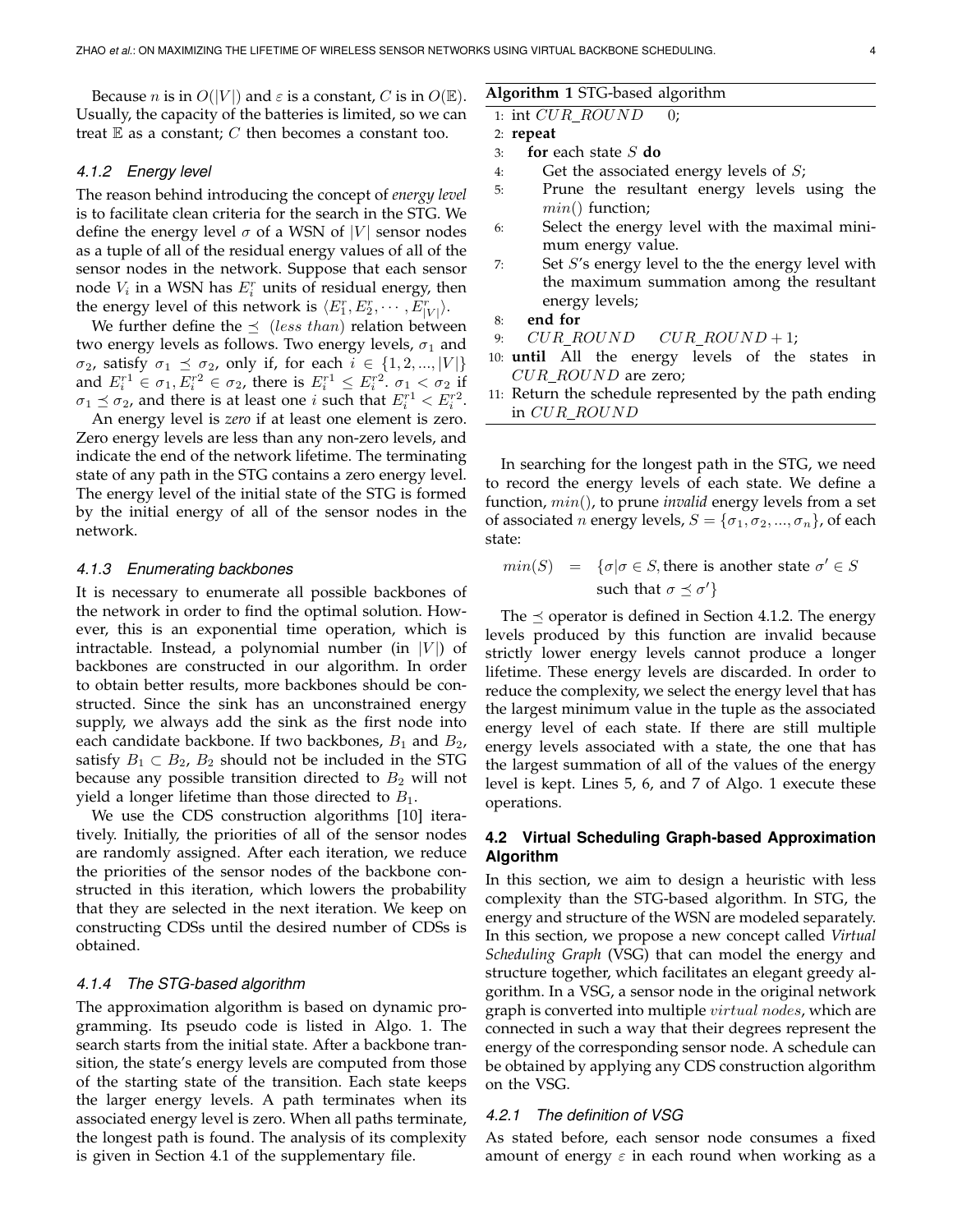Because $n$ is in $O(|V|)$ and $\varepsilon$ is a constant, $C$ is in $O(\mathbb{E})$. Usually, the capacity of the batteries is limited, so we can treat $\mathbb{E}$ as a constant; $C$ then becomes a constant too.

#### 4.1.2 Energy level

The reason behind introducing the concept of *energy level* is to facilitate clean criteria for the search in the STG. We define the energy level $\sigma$ of a WSN of $|V|$ sensor nodes as a tuple of all of the residual energy values of all of the sensor nodes in the network. Suppose that each sensor node $V_i$ in a WSN has $E_i^r$ units of residual energy, then the energy level of this network is $\langle E_1^r, E_2^r, \cdots, E_{|V|}^r \rangle$.

We further define the $\preceq$ $(less\ than)$ relation between two energy levels as follows. Two energy levels, $\sigma_1$ and $\sigma_2$, satisfy $\sigma_1 \preceq \sigma_2$, only if, for each $i \in \{1, 2, ..., |V|\}$ and $E_i^{r1} \in \sigma_1, E_i^{r2} \in \sigma_2$, there is $E_i^{r1} \le E_i^{r2}$. $\sigma_1 < \sigma_2$ if $\sigma_1 \preceq \sigma_2$, and there is at least one $i$ such that $E_i^{r1} < E_i^{r2}$.

An energy level is *zero* if at least one element is zero. Zero energy levels are less than any non-zero levels, and indicate the end of the network lifetime. The terminating state of any path in the STG contains a zero energy level. The energy level of the initial state of the STG is formed by the initial energy of all of the sensor nodes in the network.

#### 4.1.3 Enumerating backbones

It is necessary to enumerate all possible backbones of the network in order to find the optimal solution. However, this is an exponential time operation, which is intractable. Instead, a polynomial number (in $|V|$) of backbones are constructed in our algorithm. In order to obtain better results, more backbones should be constructed. Since the sink has an unconstrained energy supply, we always add the sink as the first node into each candidate backbone. If two backbones, $B_1$ and $B_2$, satisfy $B_1 \subset B_2$, $B_2$ should not be included in the STG because any possible transition directed to $B_2$ will not yield a longer lifetime than those directed to $B_1$.

We use the CDS construction algorithms [10] iteratively. Initially, the priorities of all of the sensor nodes are randomly assigned. After each iteration, we reduce the priorities of the sensor nodes of the backbone constructed in this iteration, which lowers the probability that they are selected in the next iteration. We keep on constructing CDSs until the desired number of CDSs is obtained.

#### 4.1.4 The STG-based algorithm

The approximation algorithm is based on dynamic programming. Its pseudo code is listed in Algo. 1. The search starts from the initial state. After a backbone transition, the state's energy levels are computed from those of the starting state of the transition. Each state keeps the larger energy levels. A path terminates when its associated energy level is zero. When all paths terminate, the longest path is found. The analysis of its complexity is given in Section 4.1 of the supplementary file.

**Algorithm 1** STG-based algorithm

```
1: int CUR_ROUND ← 0;
2: repeat
3:    for each state S do
4:       Get the associated energy levels of S;
5:       Prune the resultant energy levels using the
         min() function;
6:       Select the energy level with the maximal mini-
         mum energy value.
7:       Set S's energy level to the the energy level with
         the maximum summation among the resultant
         energy levels;
8:    end for
9:    CUR_ROUND ← CUR_ROUND + 1;
10: until All the energy levels of the states in
    CUR_ROUND are zero;
11: Return the schedule represented by the path ending
    in CUR_ROUND
```

In searching for the longest path in the STG, we need to record the energy levels of each state. We define a function, $min()$, to prune *invalid* energy levels from a set of associated $n$ energy levels, $S = \{\sigma_1, \sigma_2, ..., \sigma_n\}$, of each state:

$$min(S) \;=\; \{\sigma | \sigma \in S, \text{there is another state } \sigma' \in S \text{ such that } \sigma \preceq \sigma'\}$$

The $\preceq$ operator is defined in Section 4.1.2. The energy levels produced by this function are invalid because strictly lower energy levels cannot produce a longer lifetime. These energy levels are discarded. In order to reduce the complexity, we select the energy level that has the largest minimum value in the tuple as the associated energy level of each state. If there are still multiple energy levels associated with a state, the one that has the largest summation of all of the values of the energy level is kept. Lines 5, 6, and 7 of Algo. 1 execute these operations.

### 4.2 Virtual Scheduling Graph-based Approximation Algorithm

In this section, we aim to design a heuristic with less complexity than the STG-based algorithm. In STG, the energy and structure of the WSN are modeled separately. In this section, we propose a new concept called *Virtual Scheduling Graph* (VSG) that can model the energy and structure together, which facilitates an elegant greedy algorithm. In a VSG, a sensor node in the original network graph is converted into multiple $virtual\ nodes$, which are connected in such a way that their degrees represent the energy of the corresponding sensor node. A schedule can be obtained by applying any CDS construction algorithm on the VSG.

#### 4.2.1 The definition of VSG

As stated before, each sensor node consumes a fixed amount of energy $\varepsilon$ in each round when working as a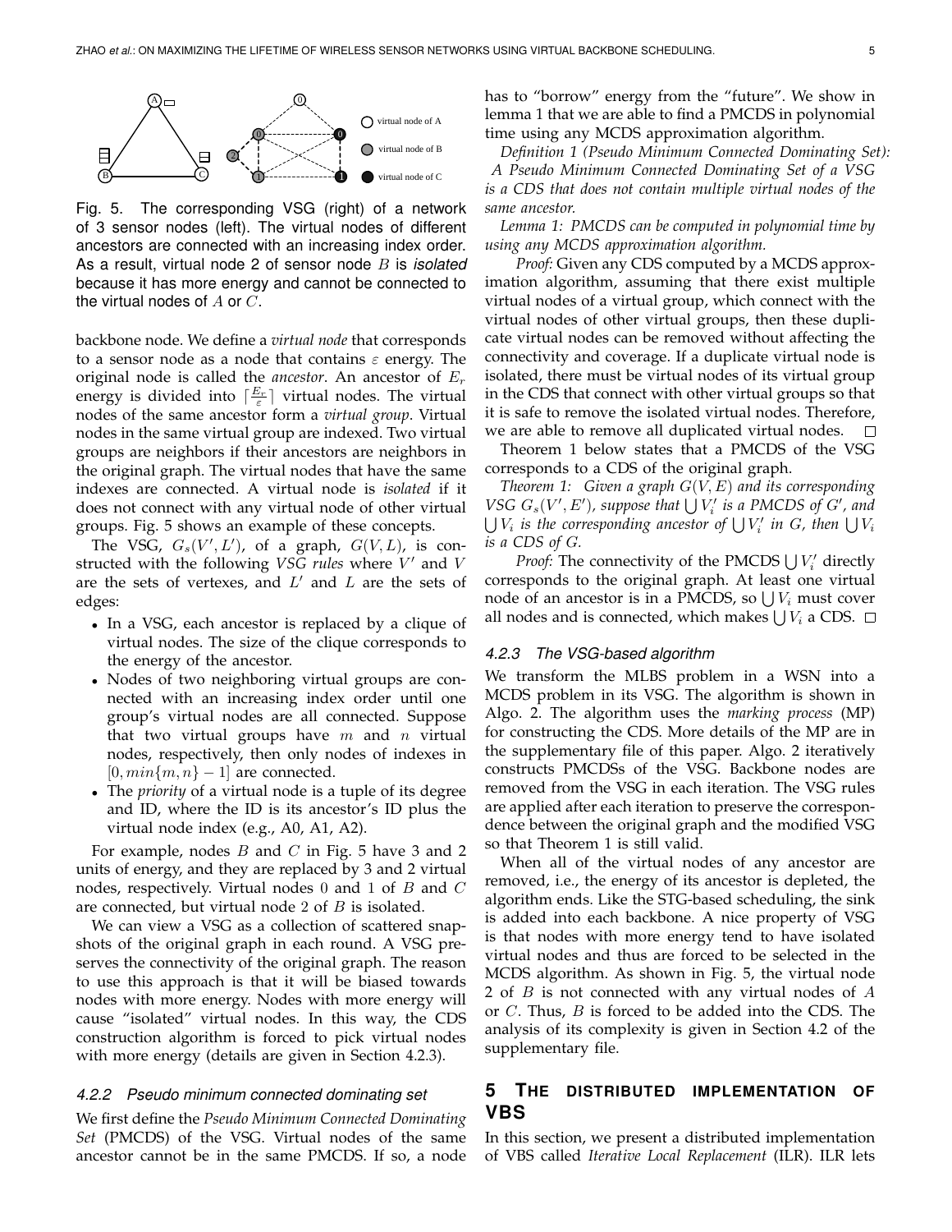Fig. 5. The corresponding VSG (right) of a network of 3 sensor nodes (left). The virtual nodes of different ancestors are connected with an increasing index order. As a result, virtual node 2 of sensor node $B$ is *isolated* because it has more energy and cannot be connected to the virtual nodes of $A$ or $C$.

backbone node. We define a *virtual node* that corresponds to a sensor node as a node that contains $\varepsilon$ energy. The original node is called the *ancestor*. An ancestor of $E_r$ energy is divided into $\lceil \frac{E_r}{\varepsilon} \rceil$ virtual nodes. The virtual nodes of the same ancestor form a *virtual group*. Virtual nodes in the same virtual group are indexed. Two virtual groups are neighbors if their ancestors are neighbors in the original graph. The virtual nodes that have the same indexes are connected. A virtual node is *isolated* if it does not connect with any virtual node of other virtual groups. Fig. 5 shows an example of these concepts.

The VSG, $G_s(V', L')$, of a graph, $G(V, L)$, is constructed with the following *VSG rules* where $V'$ and $V$ are the sets of vertexes, and $L'$ and $L$ are the sets of edges:

- In a VSG, each ancestor is replaced by a clique of virtual nodes. The size of the clique corresponds to the energy of the ancestor.
- Nodes of two neighboring virtual groups are connected with an increasing index order until one group's virtual nodes are all connected. Suppose that two virtual groups have $m$ and $n$ virtual nodes, respectively, then only nodes of indexes in $[0, min\{m, n\} - 1]$ are connected.
- The *priority* of a virtual node is a tuple of its degree and ID, where the ID is its ancestor's ID plus the virtual node index (e.g., A0, A1, A2).

For example, nodes $B$ and $C$ in Fig. 5 have 3 and 2 units of energy, and they are replaced by 3 and 2 virtual nodes, respectively. Virtual nodes 0 and 1 of $B$ and $C$ are connected, but virtual node 2 of $B$ is isolated.

We can view a VSG as a collection of scattered snapshots of the original graph in each round. A VSG preserves the connectivity of the original graph. The reason to use this approach is that it will be biased towards nodes with more energy. Nodes with more energy will cause "isolated" virtual nodes. In this way, the CDS construction algorithm is forced to pick virtual nodes with more energy (details are given in Section 4.2.3).

#### 4.2.2 Pseudo minimum connected dominating set

We first define the *Pseudo Minimum Connected Dominating Set* (PMCDS) of the VSG. Virtual nodes of the same ancestor cannot be in the same PMCDS. If so, a node has to "borrow" energy from the "future". We show in lemma 1 that we are able to find a PMCDS in polynomial time using any MCDS approximation algorithm.

*Definition 1 (Pseudo Minimum Connected Dominating Set): A Pseudo Minimum Connected Dominating Set of a VSG is a CDS that does not contain multiple virtual nodes of the same ancestor.*

*Lemma 1: PMCDS can be computed in polynomial time by using any MCDS approximation algorithm.*

*Proof:* Given any CDS computed by a MCDS approximation algorithm, assuming that there exist multiple virtual nodes of a virtual group, which connect with the virtual nodes of other virtual groups, then these duplicate virtual nodes can be removed without affecting the connectivity and coverage. If a duplicate virtual node is isolated, there must be virtual nodes of its virtual group in the CDS that connect with other virtual groups so that it is safe to remove the isolated virtual nodes. Therefore, we are able to remove all duplicated virtual nodes. □

Theorem 1 below states that a PMCDS of the VSG corresponds to a CDS of the original graph.

*Theorem 1: Given a graph $G(V, E)$ and its corresponding VSG $G_s(V', E')$, suppose that $\bigcup V_i'$ is a PMCDS of $G'$, and $\bigcup V_i$ is the corresponding ancestor of $\bigcup V_i'$ in $G$, then $\bigcup V_i$ is a CDS of $G$.*

*Proof:* The connectivity of the PMCDS $\bigcup V_i'$ directly corresponds to the original graph. At least one virtual node of an ancestor is in a PMCDS, so $\bigcup V_i$ must cover all nodes and is connected, which makes $\bigcup V_i$ a CDS. □

#### 4.2.3 The VSG-based algorithm

We transform the MLBS problem in a WSN into a MCDS problem in its VSG. The algorithm is shown in Algo. 2. The algorithm uses the *marking process* (MP) for constructing the CDS. More details of the MP are in the supplementary file of this paper. Algo. 2 iteratively constructs PMCDSs of the VSG. Backbone nodes are removed from the VSG in each iteration. The VSG rules are applied after each iteration to preserve the correspondence between the original graph and the modified VSG so that Theorem 1 is still valid.

When all of the virtual nodes of any ancestor are removed, i.e., the energy of its ancestor is depleted, the algorithm ends. Like the STG-based scheduling, the sink is added into each backbone. A nice property of VSG is that nodes with more energy tend to have isolated virtual nodes and thus are forced to be selected in the MCDS algorithm. As shown in Fig. 5, the virtual node 2 of $B$ is not connected with any virtual nodes of $A$ or $C$. Thus, $B$ is forced to be added into the CDS. The analysis of its complexity is given in Section 4.2 of the supplementary file.

## 5 The Distributed Implementation of VBS

In this section, we present a distributed implementation of VBS called *Iterative Local Replacement* (ILR). ILR lets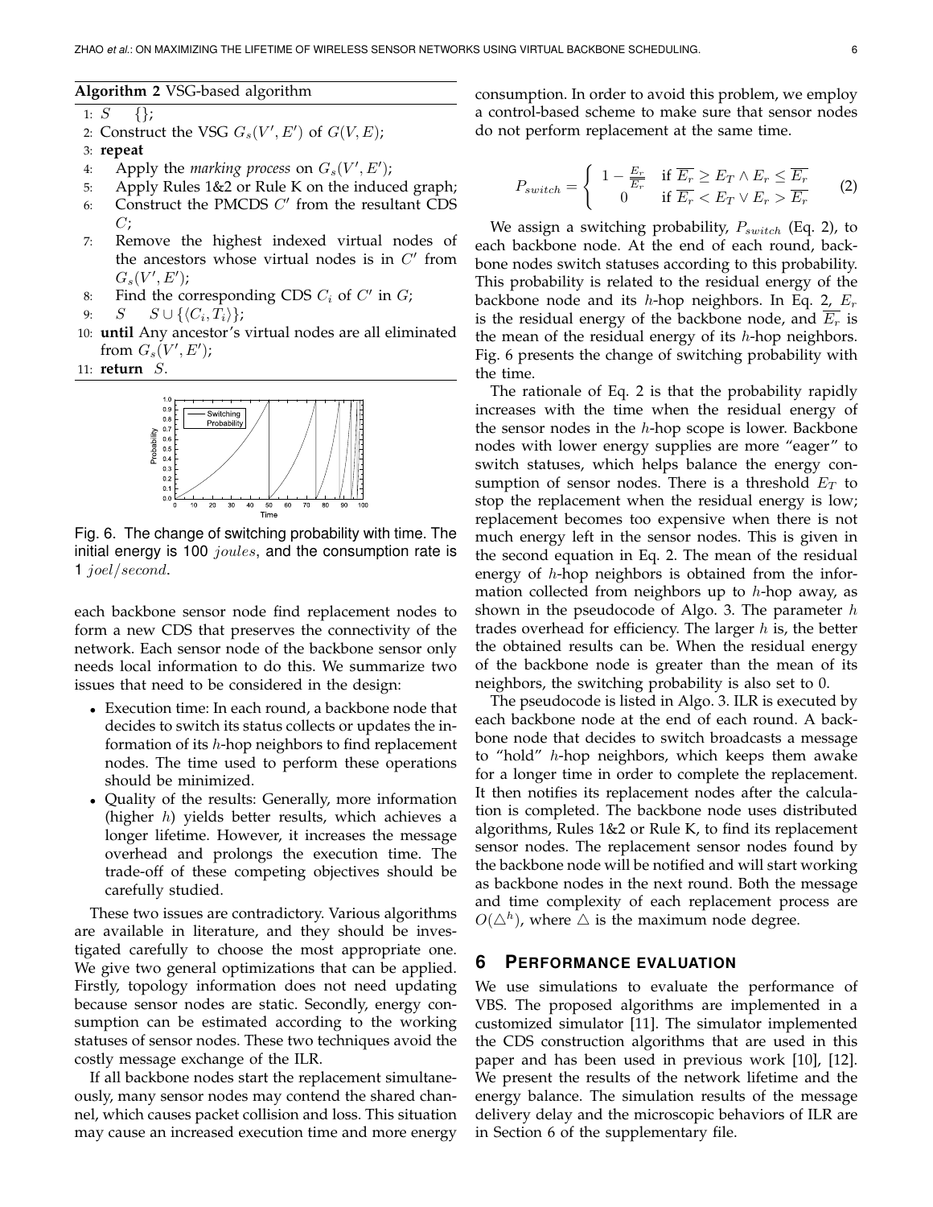**Algorithm 2** VSG-based algorithm

```
1: S ← {};
2: Construct the VSG G_s(V', E') of G(V, E);
3: repeat
4:   Apply the marking process on G_s(V', E');
5:   Apply Rules 1&2 or Rule K on the induced graph;
6:   Construct the PMCDS C' from the resultant CDS C;
7:   Remove the highest indexed virtual nodes of the ancestors whose virtual nodes is in C' from G_s(V', E');
8:   Find the corresponding CDS C_i of C' in G;
9:   S ← S ∪ {⟨C_i, T_i⟩};
10: until Any ancestor's virtual nodes are all eliminated from G_s(V', E');
11: return S.
```

Fig. 6. The change of switching probability with time. The initial energy is 100 $joules$, and the consumption rate is 1 $joel/second$.

each backbone sensor node find replacement nodes to form a new CDS that preserves the connectivity of the network. Each sensor node of the backbone sensor only needs local information to do this. We summarize two issues that need to be considered in the design:

- Execution time: In each round, a backbone node that decides to switch its status collects or updates the information of its $h$-hop neighbors to find replacement nodes. The time used to perform these operations should be minimized.
- Quality of the results: Generally, more information (higher $h$) yields better results, which achieves a longer lifetime. However, it increases the message overhead and prolongs the execution time. The trade-off of these competing objectives should be carefully studied.

These two issues are contradictory. Various algorithms are available in literature, and they should be investigated carefully to choose the most appropriate one. We give two general optimizations that can be applied. Firstly, topology information does not need updating because sensor nodes are static. Secondly, energy consumption can be estimated according to the working statuses of sensor nodes. These two techniques avoid the costly message exchange of the ILR.

If all backbone nodes start the replacement simultaneously, many sensor nodes may contend the shared channel, which causes packet collision and loss. This situation may cause an increased execution time and more energy consumption. In order to avoid this problem, we employ a control-based scheme to make sure that sensor nodes do not perform replacement at the same time.

$$P_{switch} = \begin{cases} 1 - \frac{E_r}{\overline{E_r}} & \text{if } \overline{E_r} \geq E_T \wedge E_r \leq \overline{E_r} \\ 0 & \text{if } \overline{E_r} < E_T \vee E_r > \overline{E_r} \end{cases} \quad (2)$$

We assign a switching probability, $P_{switch}$ (Eq. 2), to each backbone node. At the end of each round, backbone nodes switch statuses according to this probability. This probability is related to the residual energy of the backbone node and its $h$-hop neighbors. In Eq. 2, $E_r$ is the residual energy of the backbone node, and $\overline{E_r}$ is the mean of the residual energy of its $h$-hop neighbors. Fig. 6 presents the change of switching probability with the time.

The rationale of Eq. 2 is that the probability rapidly increases with the time when the residual energy of the sensor nodes in the $h$-hop scope is lower. Backbone nodes with lower energy supplies are more "eager" to switch statuses, which helps balance the energy consumption of sensor nodes. There is a threshold $E_T$ to stop the replacement when the residual energy is low; replacement becomes too expensive when there is not much energy left in the sensor nodes. This is given in the second equation in Eq. 2. The mean of the residual energy of $h$-hop neighbors is obtained from the information collected from neighbors up to $h$-hop away, as shown in the pseudocode of Algo. 3. The parameter $h$ trades overhead for efficiency. The larger $h$ is, the better the obtained results can be. When the residual energy of the backbone node is greater than the mean of its neighbors, the switching probability is also set to 0.

The pseudocode is listed in Algo. 3. ILR is executed by each backbone node at the end of each round. A backbone node that decides to switch broadcasts a message to "hold" $h$-hop neighbors, which keeps them awake for a longer time in order to complete the replacement. It then notifies its replacement nodes after the calculation is completed. The backbone node uses distributed algorithms, Rules 1&2 or Rule K, to find its replacement sensor nodes. The replacement sensor nodes found by the backbone node will be notified and will start working as backbone nodes in the next round. Both the message and time complexity of each replacement process are $O(\triangle^h)$, where $\triangle$ is the maximum node degree.

## 6 Performance Evaluation

We use simulations to evaluate the performance of VBS. The proposed algorithms are implemented in a customized simulator [11]. The simulator implemented the CDS construction algorithms that are used in this paper and has been used in previous work [10], [12]. We present the results of the network lifetime and the energy balance. The simulation results of the message delivery delay and the microscopic behaviors of ILR are in Section 6 of the supplementary file.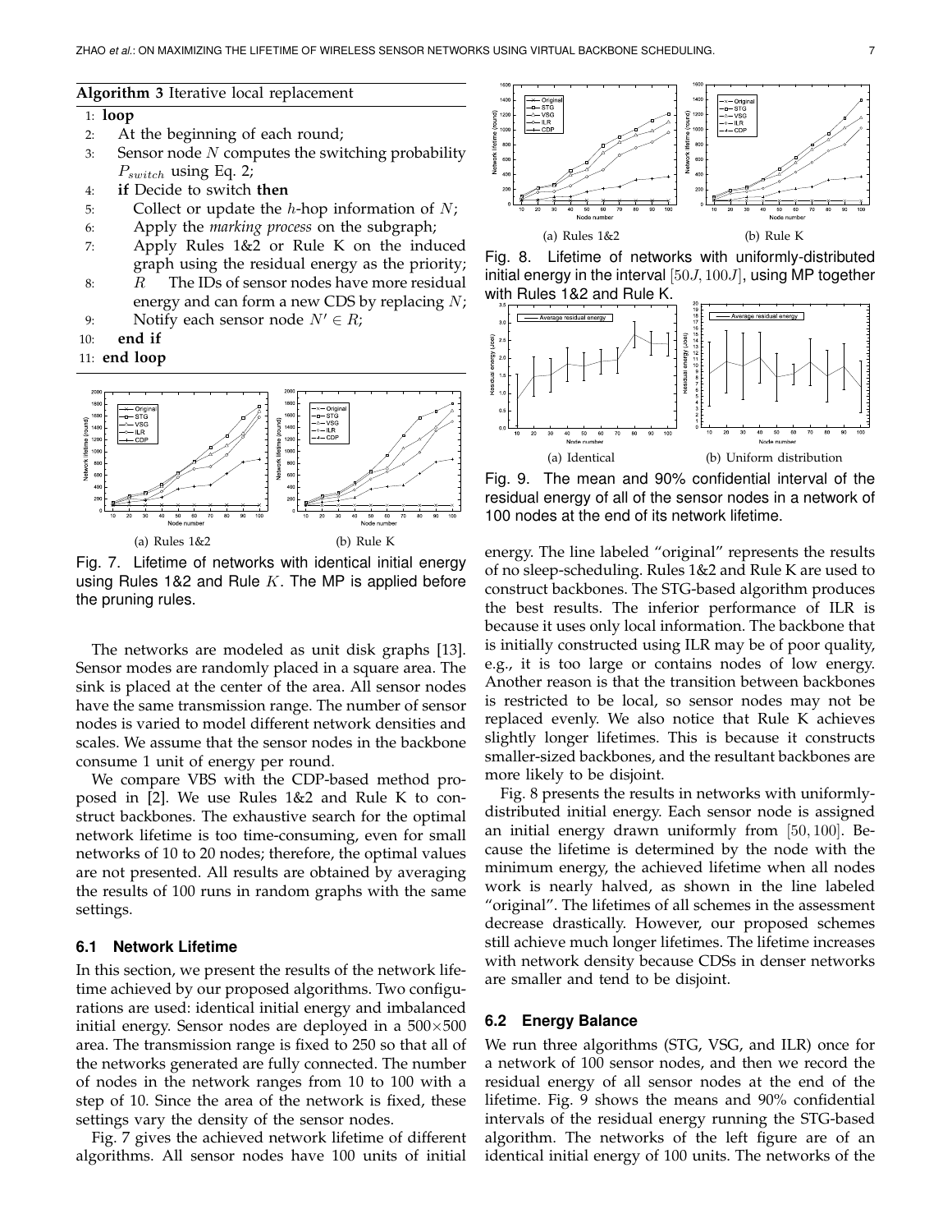**Algorithm 3** Iterative local replacement

```
1:  loop
2:    At the beginning of each round;
3:    Sensor node N computes the switching probability
      P_switch using Eq. 2;
4:    if Decide to switch then
5:      Collect or update the h-hop information of N;
6:      Apply the marking process on the subgraph;
7:      Apply Rules 1&2 or Rule K on the induced
        graph using the residual energy as the priority;
8:      R   The IDs of sensor nodes have more residual
        energy and can form a new CDS by replacing N;
9:      Notify each sensor node N' ∈ R;
10:   end if
11: end loop
```

(a) Rules 1&2 (b) Rule K

Fig. 7. Lifetime of networks with identical initial energy using Rules 1&2 and Rule $K$. The MP is applied before the pruning rules.

The networks are modeled as unit disk graphs [13]. Sensor modes are randomly placed in a square area. The sink is placed at the center of the area. All sensor nodes have the same transmission range. The number of sensor nodes is varied to model different network densities and scales. We assume that the sensor nodes in the backbone consume 1 unit of energy per round.

We compare VBS with the CDP-based method proposed in [2]. We use Rules 1&2 and Rule K to construct backbones. The exhaustive search for the optimal network lifetime is too time-consuming, even for small networks of 10 to 20 nodes; therefore, the optimal values are not presented. All results are obtained by averaging the results of 100 runs in random graphs with the same settings.

### 6.1 Network Lifetime

In this section, we present the results of the network lifetime achieved by our proposed algorithms. Two configurations are used: identical initial energy and imbalanced initial energy. Sensor nodes are deployed in a $500 \times 500$ area. The transmission range is fixed to 250 so that all of the networks generated are fully connected. The number of nodes in the network ranges from 10 to 100 with a step of 10. Since the area of the network is fixed, these settings vary the density of the sensor nodes.

Fig. 7 gives the achieved network lifetime of different algorithms. All sensor nodes have 100 units of initial energy. The line labeled "original" represents the results of no sleep-scheduling. Rules 1&2 and Rule K are used to construct backbones. The STG-based algorithm produces the best results. The inferior performance of ILR is because it uses only local information. The backbone that is initially constructed using ILR may be of poor quality, e.g., it is too large or contains nodes of low energy. Another reason is that the transition between backbones is restricted to be local, so sensor nodes may not be replaced evenly. We also notice that Rule K achieves slightly longer lifetimes. This is because it constructs smaller-sized backbones, and the resultant backbones are more likely to be disjoint.

(a) Rules 1&2 (b) Rule K

Fig. 8. Lifetime of networks with uniformly-distributed initial energy in the interval $[50J, 100J]$, using MP together with Rules 1&2 and Rule K.

(a) Identical (b) Uniform distribution

Fig. 9. The mean and 90% confidential interval of the residual energy of all of the sensor nodes in a network of 100 nodes at the end of its network lifetime.

Fig. 8 presents the results in networks with uniformly-distributed initial energy. Each sensor node is assigned an initial energy drawn uniformly from $[50, 100]$. Because the lifetime is determined by the node with the minimum energy, the achieved lifetime when all nodes work is nearly halved, as shown in the line labeled "original". The lifetimes of all schemes in the assessment decrease drastically. However, our proposed schemes still achieve much longer lifetimes. The lifetime increases with network density because CDSs in denser networks are smaller and tend to be disjoint.

### 6.2 Energy Balance

We run three algorithms (STG, VSG, and ILR) once for a network of 100 sensor nodes, and then we record the residual energy of all sensor nodes at the end of the lifetime. Fig. 9 shows the means and 90% confidential intervals of the residual energy running the STG-based algorithm. The networks of the left figure are of an identical initial energy of 100 units. The networks of the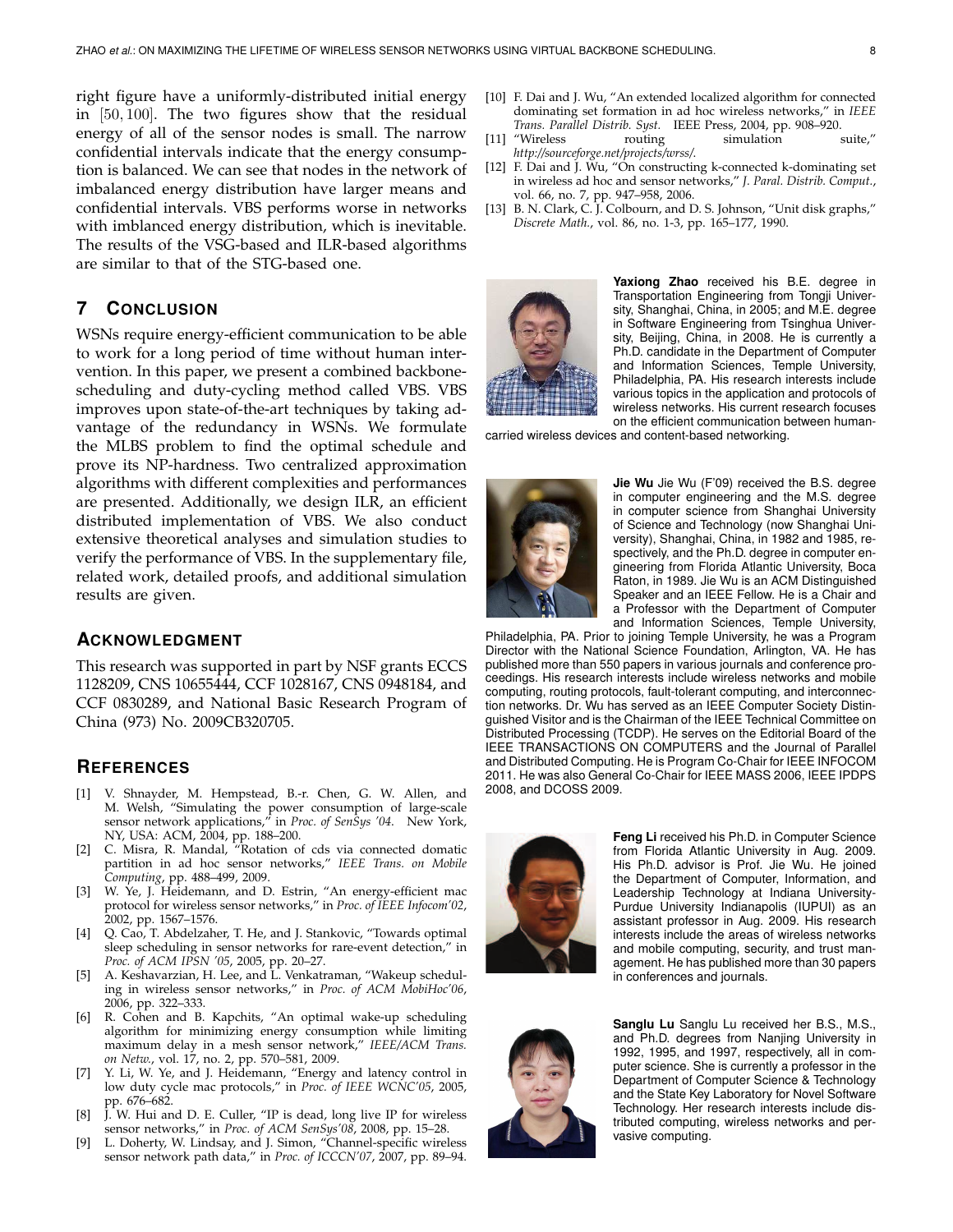right figure have a uniformly-distributed initial energy in $[50, 100]$. The two figures show that the residual energy of all of the sensor nodes is small. The narrow confidential intervals indicate that the energy consumption is balanced. We can see that nodes in the network of imbalanced energy distribution have larger means and confidential intervals. VBS performs worse in networks with imblanced energy distribution, which is inevitable. The results of the VSG-based and ILR-based algorithms are similar to that of the STG-based one.

## 7 Conclusion

WSNs require energy-efficient communication to be able to work for a long period of time without human intervention. In this paper, we present a combined backbone-scheduling and duty-cycling method called VBS. VBS improves upon state-of-the-art techniques by taking advantage of the redundancy in WSNs. We formulate the MLBS problem to find the optimal schedule and prove its NP-hardness. Two centralized approximation algorithms with different complexities and performances are presented. Additionally, we design ILR, an efficient distributed implementation of VBS. We also conduct extensive theoretical analyses and simulation studies to verify the performance of VBS. In the supplementary file, related work, detailed proofs, and additional simulation results are given.

## Acknowledgment

This research was supported in part by NSF grants ECCS 1128209, CNS 10655444, CCF 1028167, CNS 0948184, and CCF 0830289, and National Basic Research Program of China (973) No. 2009CB320705.

## References

[1] V. Shnayder, M. Hempstead, B.-r. Chen, G. W. Allen, and M. Welsh, "Simulating the power consumption of large-scale sensor network applications," in *Proc. of SenSys '04*. New York, NY, USA: ACM, 2004, pp. 188–200.

[2] C. Misra, R. Mandal, "Rotation of cds via connected domatic partition in ad hoc sensor networks," *IEEE Trans. on Mobile Computing*, pp. 488–499, 2009.

[3] W. Ye, J. Heidemann, and D. Estrin, "An energy-efficient mac protocol for wireless sensor networks," in *Proc. of IEEE Infocom'02*, 2002, pp. 1567–1576.

[4] Q. Cao, T. Abdelzaher, T. He, and J. Stankovic, "Towards optimal sleep scheduling in sensor networks for rare-event detection," in *Proc. of ACM IPSN '05*, 2005, pp. 20–27.

[5] A. Keshavarzian, H. Lee, and L. Venkatraman, "Wakeup scheduling in wireless sensor networks," in *Proc. of ACM MobiHoc'06*, 2006, pp. 322–333.

[6] R. Cohen and B. Kapchits, "An optimal wake-up scheduling algorithm for minimizing energy consumption while limiting maximum delay in a mesh sensor network," *IEEE/ACM Trans. on Netw.*, vol. 17, no. 2, pp. 570–581, 2009.

[7] Y. Li, W. Ye, and J. Heidemann, "Energy and latency control in low duty cycle mac protocols," in *Proc. of IEEE WCNC'05*, 2005, pp. 676–682.

[8] J. W. Hui and D. E. Culler, "IP is dead, long live IP for wireless sensor networks," in *Proc. of ACM SenSys'08*, 2008, pp. 15–28.

[9] L. Doherty, W. Lindsay, and J. Simon, "Channel-specific wireless sensor network path data," in *Proc. of ICCCN'07*, 2007, pp. 89–94.

[10] F. Dai and J. Wu, "An extended localized algorithm for connected dominating set formation in ad hoc wireless networks," in *IEEE Trans. Parallel Distrib. Syst.* IEEE Press, 2004, pp. 908–920.

[11] "Wireless routing simulation suite," *http://sourceforge.net/projects/wrss/*.

[12] F. Dai and J. Wu, "On constructing k-connected k-dominating set in wireless ad hoc and sensor networks," *J. Paral. Distrib. Comput.*, vol. 66, no. 7, pp. 947–958, 2006.

[13] B. N. Clark, C. J. Colbourn, and D. S. Johnson, "Unit disk graphs," *Discrete Math.*, vol. 86, no. 1-3, pp. 165–177, 1990.

**Yaxiong Zhao** received his B.E. degree in Transportation Engineering from Tongji University, Shanghai, China, in 2005; and M.E. degree in Software Engineering from Tsinghua University, Beijing, China, in 2008. He is currently a Ph.D. candidate in the Department of Computer and Information Sciences, Temple University, Philadelphia, PA. His research interests include various topics in the application and protocols of wireless networks. His current research focuses on the efficient communication between human-carried wireless devices and content-based networking.

**Jie Wu** Jie Wu (F'09) received the B.S. degree in computer engineering and the M.S. degree in computer science from Shanghai University of Science and Technology (now Shanghai University), Shanghai, China, in 1982 and 1985, respectively, and the Ph.D. degree in computer engineering from Florida Atlantic University, Boca Raton, in 1989. Jie Wu is an ACM Distinguished Speaker and an IEEE Fellow. He is a Chair and a Professor with the Department of Computer and Information Sciences, Temple University, Philadelphia, PA. Prior to joining Temple University, he was a Program Director with the National Science Foundation, Arlington, VA. He has published more than 550 papers in various journals and conference proceedings. His research interests include wireless networks and mobile computing, routing protocols, fault-tolerant computing, and interconnection networks. Dr. Wu has served as an IEEE Computer Society Distinguished Visitor and is the Chairman of the IEEE Technical Committee on Distributed Processing (TCDP). He serves on the Editorial Board of the IEEE TRANSACTIONS ON COMPUTERS and the Journal of Parallel and Distributed Computing. He is Program Co-Chair for IEEE INFOCOM 2011. He was also General Co-Chair for IEEE MASS 2006, IEEE IPDPS 2008, and DCOSS 2009.

**Feng Li** received his Ph.D. in Computer Science from Florida Atlantic University in Aug. 2009. His Ph.D. advisor is Prof. Jie Wu. He joined the Department of Computer, Information, and Leadership Technology at Indiana University-Purdue University Indianapolis (IUPUI) as an assistant professor in Aug. 2009. His research interests include the areas of wireless networks and mobile computing, security, and trust management. He has published more than 30 papers in conferences and journals.

**Sanglu Lu** Sanglu Lu received her B.S., M.S., and Ph.D. degrees from Nanjing University in 1992, 1995, and 1997, respectively, all in computer science. She is currently a professor in the Department of Computer Science & Technology and the State Key Laboratory for Novel Software Technology. Her research interests include distributed computing, wireless networks and pervasive computing.